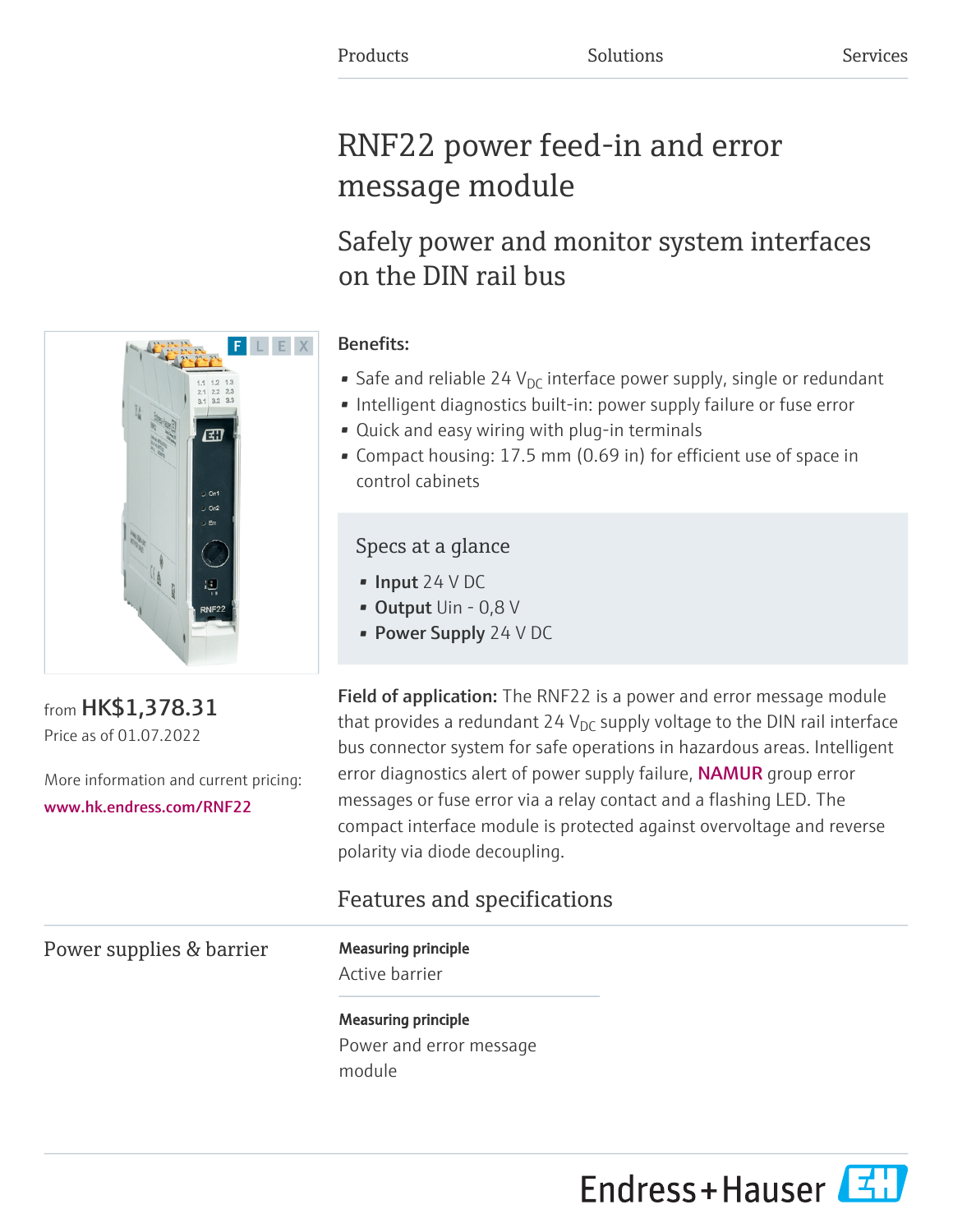Products Solutions Services

# RNF22 power feed-in and error message module

## Safely power and monitor system interfaces on the DIN rail bus

**Benefits:**

- Safe and reliable 24 $V_{DC}$ interface power supply, single or redundant
- Intelligent diagnostics built-in: power supply failure or fuse error
- Quick and easy wiring with plug-in terminals
- Compact housing: 17.5 mm (0.69 in) for efficient use of space in control cabinets

### Specs at a glance

- **Input** 24 V DC
- **Output** Uin - 0,8 V
- **Power Supply** 24 V DC

from **HK$1,378.31**
Price as of 01.07.2022

More information and current pricing:
www.hk.endress.com/RNF22

**Field of application:** The RNF22 is a power and error message module that provides a redundant 24 $V_{DC}$ supply voltage to the DIN rail interface bus connector system for safe operations in hazardous areas. Intelligent error diagnostics alert of power supply failure, NAMUR group error messages or fuse error via a relay contact and a flashing LED. The compact interface module is protected against overvoltage and reverse polarity via diode decoupling.

## Features and specifications

### Power supplies & barrier

**Measuring principle**
Active barrier

**Measuring principle**
Power and error message module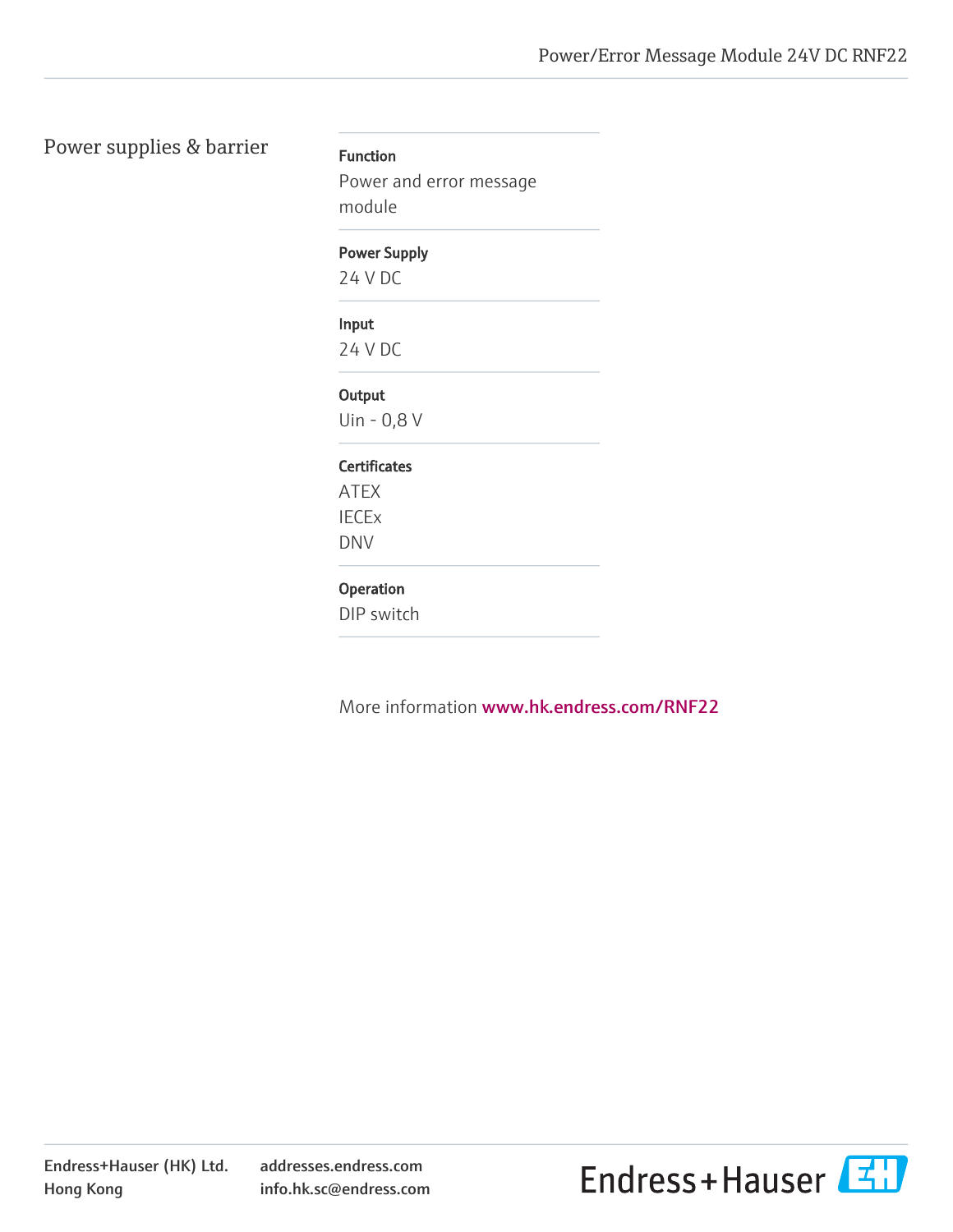## Power supplies & barrier

**Function**

Power and error message module

**Power Supply**

24 V DC

**Input**

24 V DC

**Output**

Uin - 0,8 V

**Certificates**

ATEX
IECEx
DNV

**Operation**

DIP switch

More information **www.hk.endress.com/RNF22**

**Endress+Hauser (HK) Ltd.**
**Hong Kong**

**addresses.endress.com**
**info.hk.sc@endress.com**